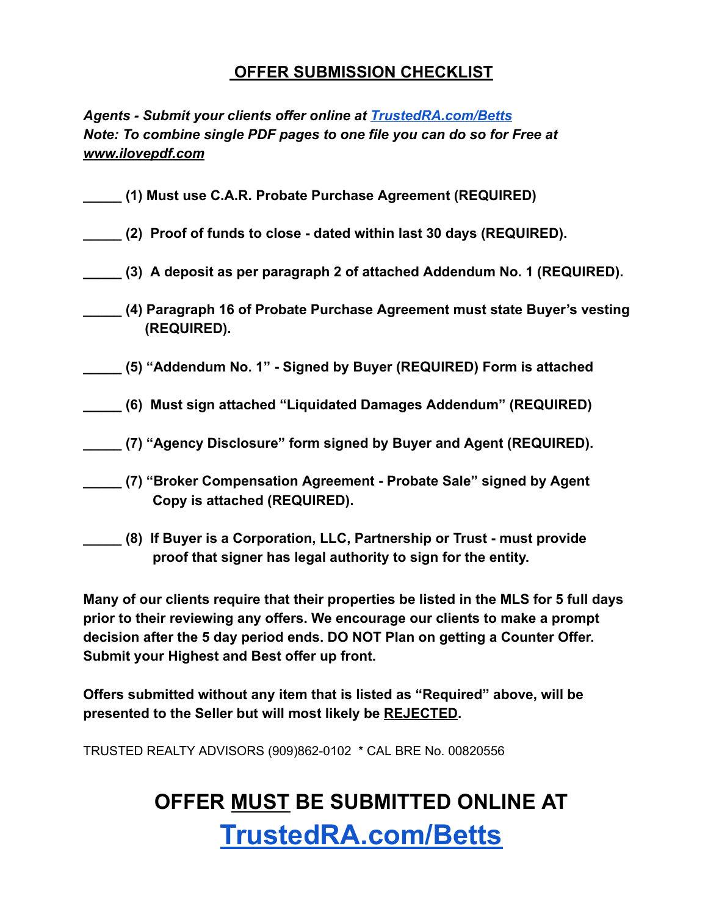# OFFER SUBMISSION CHECKLIST

***Agents - Submit your clients offer online at [TrustedRA.com/Betts](TrustedRA.com/Betts)***
***Note: To combine single PDF pages to one file you can do so for Free at www.ilovepdf.com***

**_____ (1) Must use C.A.R. Probate Purchase Agreement (REQUIRED)**

**_____ (2) Proof of funds to close - dated within last 30 days (REQUIRED).**

**_____ (3) A deposit as per paragraph 2 of attached Addendum No. 1 (REQUIRED).**

**_____ (4) Paragraph 16 of Probate Purchase Agreement must state Buyer's vesting (REQUIRED).**

**_____ (5) "Addendum No. 1" - Signed by Buyer (REQUIRED) Form is attached**

**_____ (6) Must sign attached "Liquidated Damages Addendum" (REQUIRED)**

**_____ (7) "Agency Disclosure" form signed by Buyer and Agent (REQUIRED).**

**_____ (7) "Broker Compensation Agreement - Probate Sale" signed by Agent Copy is attached (REQUIRED).**

**_____ (8) If Buyer is a Corporation, LLC, Partnership or Trust - must provide proof that signer has legal authority to sign for the entity.**

**Many of our clients require that their properties be listed in the MLS for 5 full days prior to their reviewing any offers. We encourage our clients to make a prompt decision after the 5 day period ends. DO NOT Plan on getting a Counter Offer. Submit your Highest and Best offer up front.**

**Offers submitted without any item that is listed as "Required" above, will be presented to the Seller but will most likely be REJECTED.**

TRUSTED REALTY ADVISORS (909)862-0102 * CAL BRE No. 00820556

## OFFER MUST BE SUBMITTED ONLINE AT [TrustedRA.com/Betts](TrustedRA.com/Betts)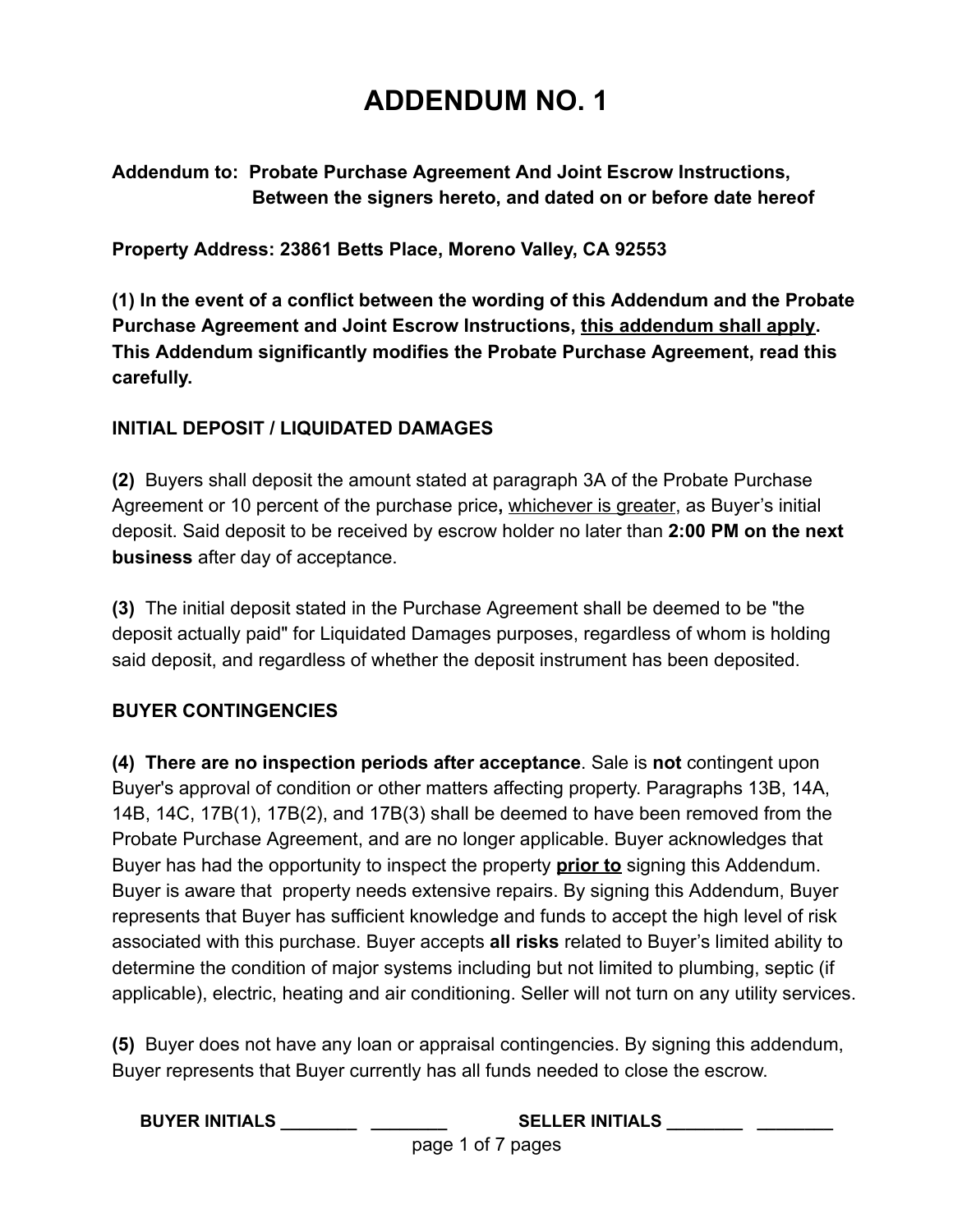# ADDENDUM NO. 1

**Addendum to: Probate Purchase Agreement And Joint Escrow Instructions, Between the signers hereto, and dated on or before date hereof**

**Property Address: 23861 Betts Place, Moreno Valley, CA 92553**

**(1) In the event of a conflict between the wording of this Addendum and the Probate Purchase Agreement and Joint Escrow Instructions, <u>this addendum shall apply</u>. This Addendum significantly modifies the Probate Purchase Agreement, read this carefully.**

## INITIAL DEPOSIT / LIQUIDATED DAMAGES

**(2)** Buyers shall deposit the amount stated at paragraph 3A of the Probate Purchase Agreement or 10 percent of the purchase price**,** <u>whichever is greater</u>, as Buyer's initial deposit. Said deposit to be received by escrow holder no later than **2:00 PM on the next business** after day of acceptance.

**(3)** The initial deposit stated in the Purchase Agreement shall be deemed to be "the deposit actually paid" for Liquidated Damages purposes, regardless of whom is holding said deposit, and regardless of whether the deposit instrument has been deposited.

## BUYER CONTINGENCIES

**(4) There are no inspection periods after acceptance**. Sale is **not** contingent upon Buyer's approval of condition or other matters affecting property. Paragraphs 13B, 14A, 14B, 14C, 17B(1), 17B(2), and 17B(3) shall be deemed to have been removed from the Probate Purchase Agreement, and are no longer applicable. Buyer acknowledges that Buyer has had the opportunity to inspect the property **<u>prior to</u>** signing this Addendum. Buyer is aware that property needs extensive repairs. By signing this Addendum, Buyer represents that Buyer has sufficient knowledge and funds to accept the high level of risk associated with this purchase. Buyer accepts **all risks** related to Buyer's limited ability to determine the condition of major systems including but not limited to plumbing, septic (if applicable), electric, heating and air conditioning. Seller will not turn on any utility services.

**(5)** Buyer does not have any loan or appraisal contingencies. By signing this addendum, Buyer represents that Buyer currently has all funds needed to close the escrow.

**BUYER INITIALS ________ ________ SELLER INITIALS ________ ________**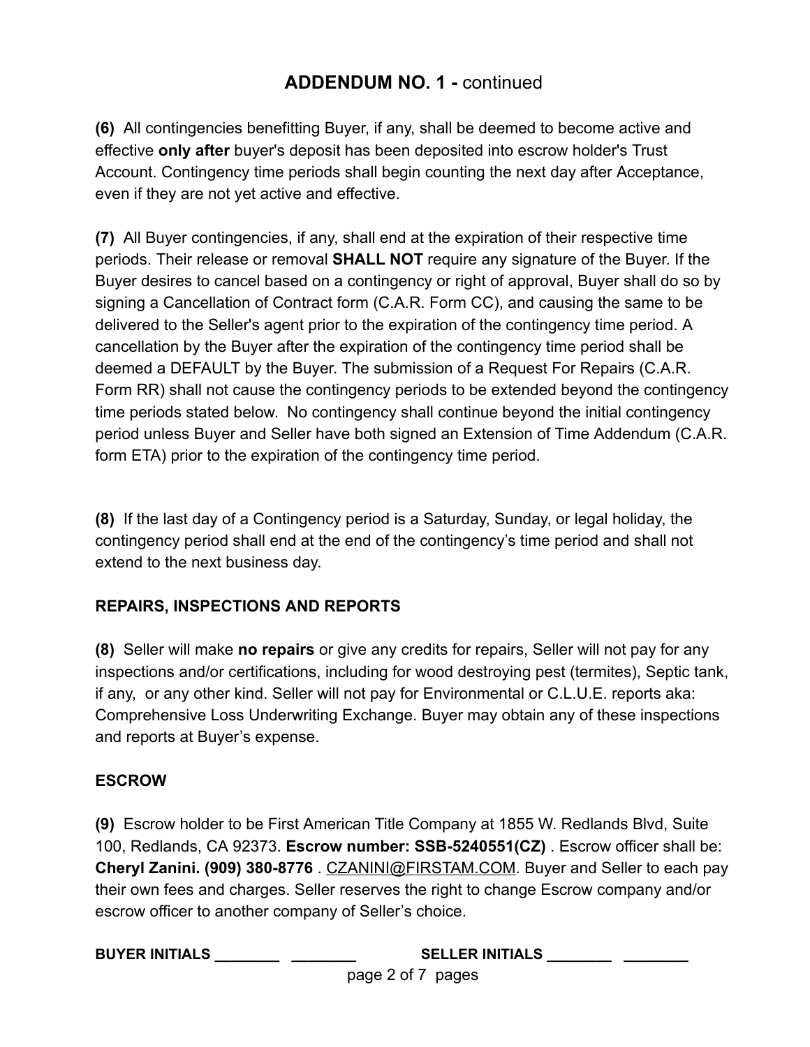## ADDENDUM NO. 1 - continued

**(6)** All contingencies benefitting Buyer, if any, shall be deemed to become active and effective **only after** buyer's deposit has been deposited into escrow holder's Trust Account. Contingency time periods shall begin counting the next day after Acceptance, even if they are not yet active and effective.

**(7)** All Buyer contingencies, if any, shall end at the expiration of their respective time periods. Their release or removal **SHALL NOT** require any signature of the Buyer. If the Buyer desires to cancel based on a contingency or right of approval, Buyer shall do so by signing a Cancellation of Contract form (C.A.R. Form CC), and causing the same to be delivered to the Seller's agent prior to the expiration of the contingency time period. A cancellation by the Buyer after the expiration of the contingency time period shall be deemed a DEFAULT by the Buyer. The submission of a Request For Repairs (C.A.R. Form RR) shall not cause the contingency periods to be extended beyond the contingency time periods stated below. No contingency shall continue beyond the initial contingency period unless Buyer and Seller have both signed an Extension of Time Addendum (C.A.R. form ETA) prior to the expiration of the contingency time period.

**(8)** If the last day of a Contingency period is a Saturday, Sunday, or legal holiday, the contingency period shall end at the end of the contingency's time period and shall not extend to the next business day.

**REPAIRS, INSPECTIONS AND REPORTS**

**(8)** Seller will make **no repairs** or give any credits for repairs, Seller will not pay for any inspections and/or certifications, including for wood destroying pest (termites), Septic tank, if any, or any other kind. Seller will not pay for Environmental or C.L.U.E. reports aka: Comprehensive Loss Underwriting Exchange. Buyer may obtain any of these inspections and reports at Buyer's expense.

**ESCROW**

**(9)** Escrow holder to be First American Title Company at 1855 W. Redlands Blvd, Suite 100, Redlands, CA 92373. **Escrow number: SSB-5240551(CZ)** . Escrow officer shall be: **Cheryl Zanini. (909) 380-8776** . CZANINI@FIRSTAM.COM. Buyer and Seller to each pay their own fees and charges. Seller reserves the right to change Escrow company and/or escrow officer to another company of Seller's choice.

**BUYER INITIALS ________ ________** **SELLER INITIALS ________ ________**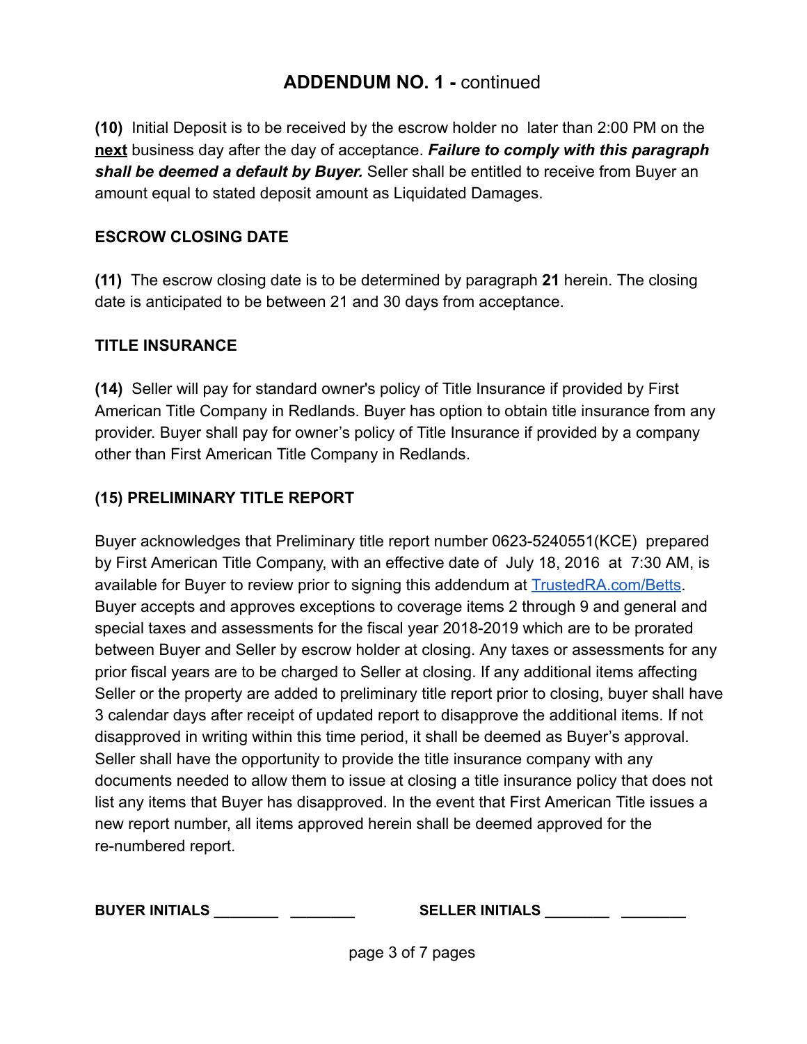## ADDENDUM NO. 1 - continued

**(10)** Initial Deposit is to be received by the escrow holder no later than 2:00 PM on the **next** business day after the day of acceptance. ***Failure to comply with this paragraph shall be deemed a default by Buyer.*** Seller shall be entitled to receive from Buyer an amount equal to stated deposit amount as Liquidated Damages.

**ESCROW CLOSING DATE**

**(11)** The escrow closing date is to be determined by paragraph **21** herein. The closing date is anticipated to be between 21 and 30 days from acceptance.

**TITLE INSURANCE**

**(14)** Seller will pay for standard owner's policy of Title Insurance if provided by First American Title Company in Redlands. Buyer has option to obtain title insurance from any provider. Buyer shall pay for owner's policy of Title Insurance if provided by a company other than First American Title Company in Redlands.

**(15) PRELIMINARY TITLE REPORT**

Buyer acknowledges that Preliminary title report number 0623-5240551(KCE) prepared by First American Title Company, with an effective date of July 18, 2016 at 7:30 AM, is available for Buyer to review prior to signing this addendum at [TrustedRA.com/Betts](TrustedRA.com/Betts). Buyer accepts and approves exceptions to coverage items 2 through 9 and general and special taxes and assessments for the fiscal year 2018-2019 which are to be prorated between Buyer and Seller by escrow holder at closing. Any taxes or assessments for any prior fiscal years are to be charged to Seller at closing. If any additional items affecting Seller or the property are added to preliminary title report prior to closing, buyer shall have 3 calendar days after receipt of updated report to disapprove the additional items. If not disapproved in writing within this time period, it shall be deemed as Buyer's approval. Seller shall have the opportunity to provide the title insurance company with any documents needed to allow them to issue at closing a title insurance policy that does not list any items that Buyer has disapproved. In the event that First American Title issues a new report number, all items approved herein shall be deemed approved for the re-numbered report.

**BUYER INITIALS** ________ ________ **SELLER INITIALS** ________ ________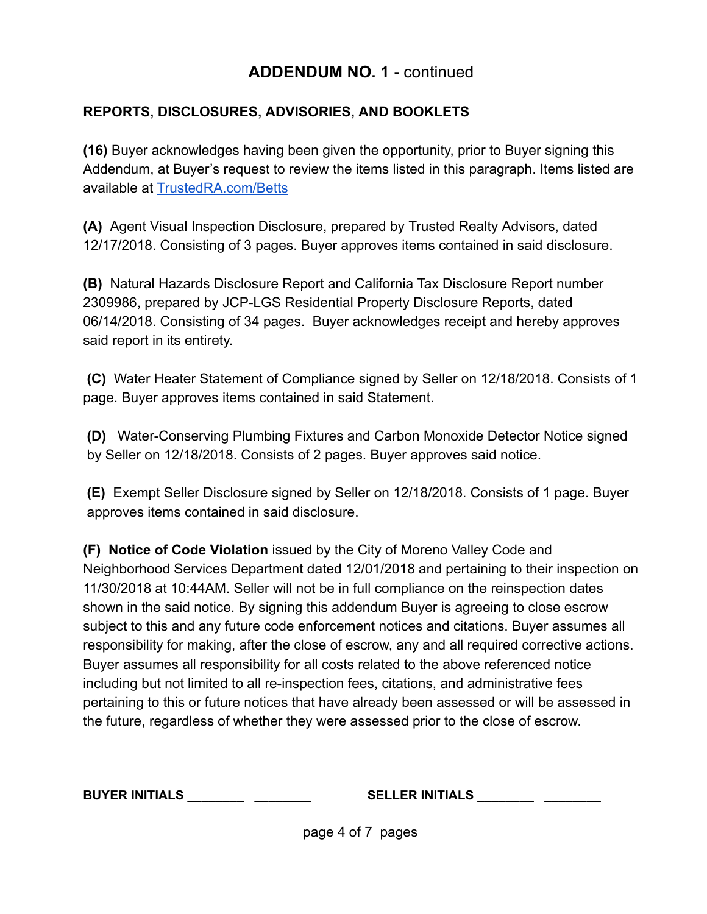# ADDENDUM NO. 1 - continued

## REPORTS, DISCLOSURES, ADVISORIES, AND BOOKLETS

**(16)** Buyer acknowledges having been given the opportunity, prior to Buyer signing this Addendum, at Buyer's request to review the items listed in this paragraph. Items listed are available at [TrustedRA.com/Betts](TrustedRA.com/Betts)

**(A)** Agent Visual Inspection Disclosure, prepared by Trusted Realty Advisors, dated 12/17/2018. Consisting of 3 pages. Buyer approves items contained in said disclosure.

**(B)** Natural Hazards Disclosure Report and California Tax Disclosure Report number 2309986, prepared by JCP-LGS Residential Property Disclosure Reports, dated 06/14/2018. Consisting of 34 pages. Buyer acknowledges receipt and hereby approves said report in its entirety.

**(C)** Water Heater Statement of Compliance signed by Seller on 12/18/2018. Consists of 1 page. Buyer approves items contained in said Statement.

**(D)** Water-Conserving Plumbing Fixtures and Carbon Monoxide Detector Notice signed by Seller on 12/18/2018. Consists of 2 pages. Buyer approves said notice.

**(E)** Exempt Seller Disclosure signed by Seller on 12/18/2018. Consists of 1 page. Buyer approves items contained in said disclosure.

**(F) Notice of Code Violation** issued by the City of Moreno Valley Code and Neighborhood Services Department dated 12/01/2018 and pertaining to their inspection on 11/30/2018 at 10:44AM. Seller will not be in full compliance on the reinspection dates shown in the said notice. By signing this addendum Buyer is agreeing to close escrow subject to this and any future code enforcement notices and citations. Buyer assumes all responsibility for making, after the close of escrow, any and all required corrective actions. Buyer assumes all responsibility for all costs related to the above referenced notice including but not limited to all re-inspection fees, citations, and administrative fees pertaining to this or future notices that have already been assessed or will be assessed in the future, regardless of whether they were assessed prior to the close of escrow.

**BUYER INITIALS** ________ ________ **SELLER INITIALS** ________ ________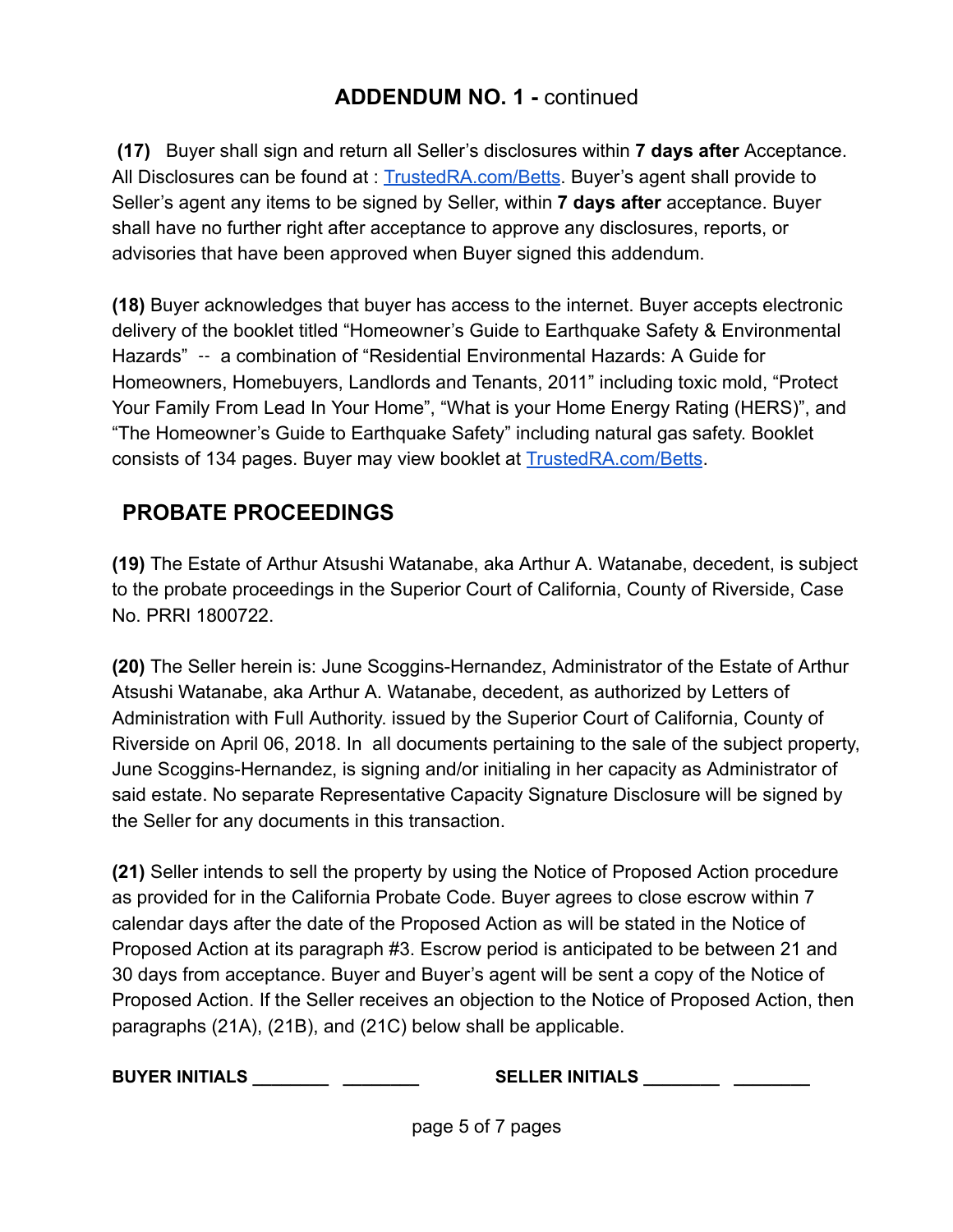## ADDENDUM NO. 1 - continued

**(17)** Buyer shall sign and return all Seller's disclosures within **7 days after** Acceptance. All Disclosures can be found at : [TrustedRA.com/Betts](TrustedRA.com/Betts). Buyer's agent shall provide to Seller's agent any items to be signed by Seller, within **7 days after** acceptance. Buyer shall have no further right after acceptance to approve any disclosures, reports, or advisories that have been approved when Buyer signed this addendum.

**(18)** Buyer acknowledges that buyer has access to the internet. Buyer accepts electronic delivery of the booklet titled "Homeowner's Guide to Earthquake Safety & Environmental Hazards" -- a combination of "Residential Environmental Hazards: A Guide for Homeowners, Homebuyers, Landlords and Tenants, 2011" including toxic mold, "Protect Your Family From Lead In Your Home", "What is your Home Energy Rating (HERS)", and "The Homeowner's Guide to Earthquake Safety" including natural gas safety. Booklet consists of 134 pages. Buyer may view booklet at [TrustedRA.com/Betts](TrustedRA.com/Betts).

## PROBATE PROCEEDINGS

**(19)** The Estate of Arthur Atsushi Watanabe, aka Arthur A. Watanabe, decedent, is subject to the probate proceedings in the Superior Court of California, County of Riverside, Case No. PRRI 1800722.

**(20)** The Seller herein is: June Scoggins-Hernandez, Administrator of the Estate of Arthur Atsushi Watanabe, aka Arthur A. Watanabe, decedent, as authorized by Letters of Administration with Full Authority. issued by the Superior Court of California, County of Riverside on April 06, 2018. In all documents pertaining to the sale of the subject property, June Scoggins-Hernandez, is signing and/or initialing in her capacity as Administrator of said estate. No separate Representative Capacity Signature Disclosure will be signed by the Seller for any documents in this transaction.

**(21)** Seller intends to sell the property by using the Notice of Proposed Action procedure as provided for in the California Probate Code. Buyer agrees to close escrow within 7 calendar days after the date of the Proposed Action as will be stated in the Notice of Proposed Action at its paragraph #3. Escrow period is anticipated to be between 21 and 30 days from acceptance. Buyer and Buyer's agent will be sent a copy of the Notice of Proposed Action. If the Seller receives an objection to the Notice of Proposed Action, then paragraphs (21A), (21B), and (21C) below shall be applicable.

**BUYER INITIALS** ________ ________ **SELLER INITIALS** ________ ________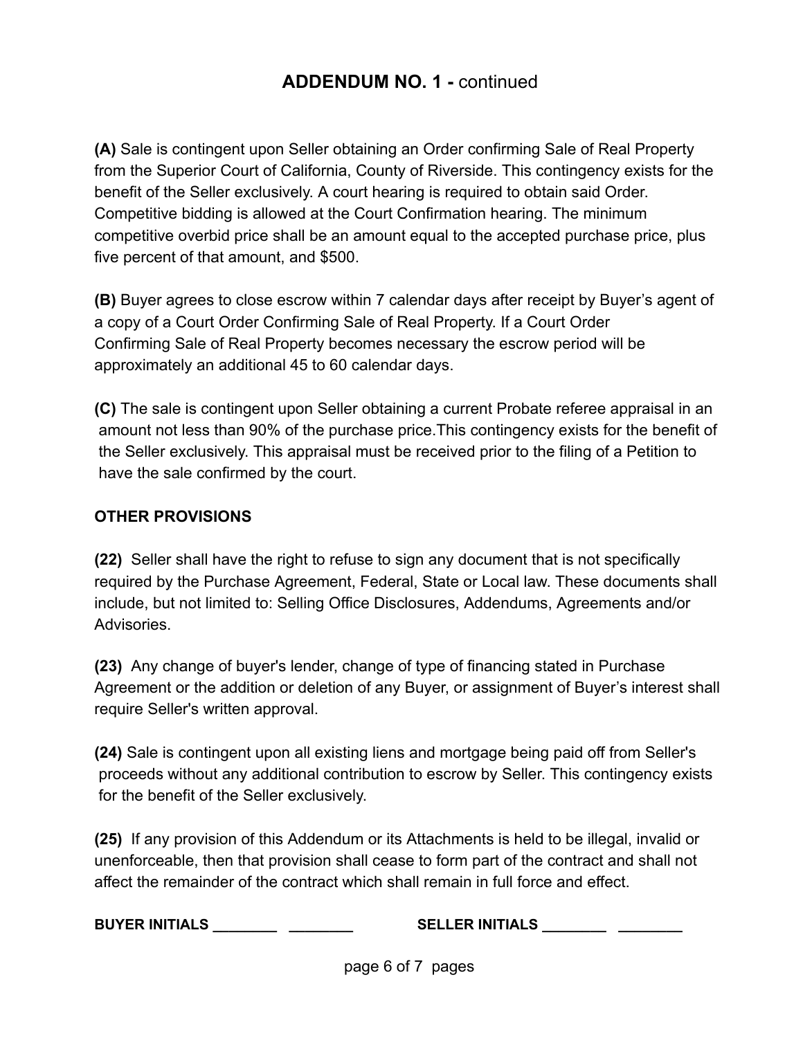## **ADDENDUM NO. 1 -** continued

**(A)** Sale is contingent upon Seller obtaining an Order confirming Sale of Real Property from the Superior Court of California, County of Riverside. This contingency exists for the benefit of the Seller exclusively. A court hearing is required to obtain said Order. Competitive bidding is allowed at the Court Confirmation hearing. The minimum competitive overbid price shall be an amount equal to the accepted purchase price, plus five percent of that amount, and $500.

**(B)** Buyer agrees to close escrow within 7 calendar days after receipt by Buyer's agent of a copy of a Court Order Confirming Sale of Real Property. If a Court Order Confirming Sale of Real Property becomes necessary the escrow period will be approximately an additional 45 to 60 calendar days.

**(C)** The sale is contingent upon Seller obtaining a current Probate referee appraisal in an amount not less than 90% of the purchase price.This contingency exists for the benefit of the Seller exclusively. This appraisal must be received prior to the filing of a Petition to have the sale confirmed by the court.

**OTHER PROVISIONS**

**(22)** Seller shall have the right to refuse to sign any document that is not specifically required by the Purchase Agreement, Federal, State or Local law. These documents shall include, but not limited to: Selling Office Disclosures, Addendums, Agreements and/or Advisories.

**(23)** Any change of buyer's lender, change of type of financing stated in Purchase Agreement or the addition or deletion of any Buyer, or assignment of Buyer's interest shall require Seller's written approval.

**(24)** Sale is contingent upon all existing liens and mortgage being paid off from Seller's proceeds without any additional contribution to escrow by Seller. This contingency exists for the benefit of the Seller exclusively.

**(25)** If any provision of this Addendum or its Attachments is held to be illegal, invalid or unenforceable, then that provision shall cease to form part of the contract and shall not affect the remainder of the contract which shall remain in full force and effect.

**BUYER INITIALS ________ ________** **SELLER INITIALS ________ ________**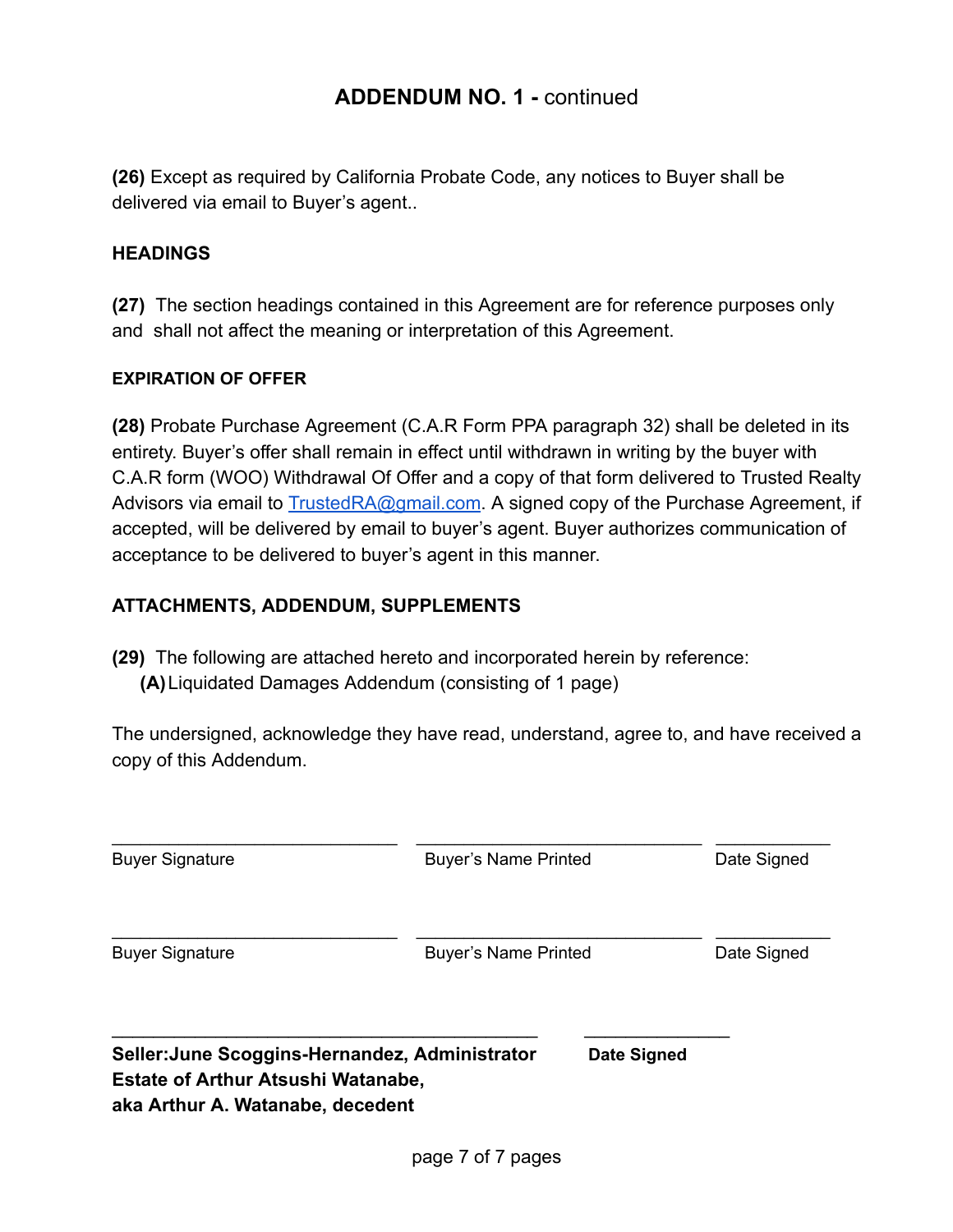## ADDENDUM NO. 1 - continued

**(26)** Except as required by California Probate Code, any notices to Buyer shall be delivered via email to Buyer's agent..

**HEADINGS**

**(27)** The section headings contained in this Agreement are for reference purposes only and shall not affect the meaning or interpretation of this Agreement.

**EXPIRATION OF OFFER**

**(28)** Probate Purchase Agreement (C.A.R Form PPA paragraph 32) shall be deleted in its entirety. Buyer's offer shall remain in effect until withdrawn in writing by the buyer with C.A.R form (WOO) Withdrawal Of Offer and a copy of that form delivered to Trusted Realty Advisors via email to TrustedRA@gmail.com. A signed copy of the Purchase Agreement, if accepted, will be delivered by email to buyer's agent. Buyer authorizes communication of acceptance to be delivered to buyer's agent in this manner.

**ATTACHMENTS, ADDENDUM, SUPPLEMENTS**

**(29)** The following are attached hereto and incorporated herein by reference:

**(A)** Liquidated Damages Addendum (consisting of 1 page)

The undersigned, acknowledge they have read, understand, agree to, and have received a copy of this Addendum.

| ______________________________ | ______________________________ | ____________ |
|---|---|---|
| Buyer Signature | Buyer's Name Printed | Date Signed |

| ______________________________ | ______________________________ | ____________ |
|---|---|---|
| Buyer Signature | Buyer's Name Printed | Date Signed |

_____________________________________________ _______________

**Seller:June Scoggins-Hernandez, Administrator** **Date Signed**
**Estate of Arthur Atsushi Watanabe,**
**aka Arthur A. Watanabe, decedent**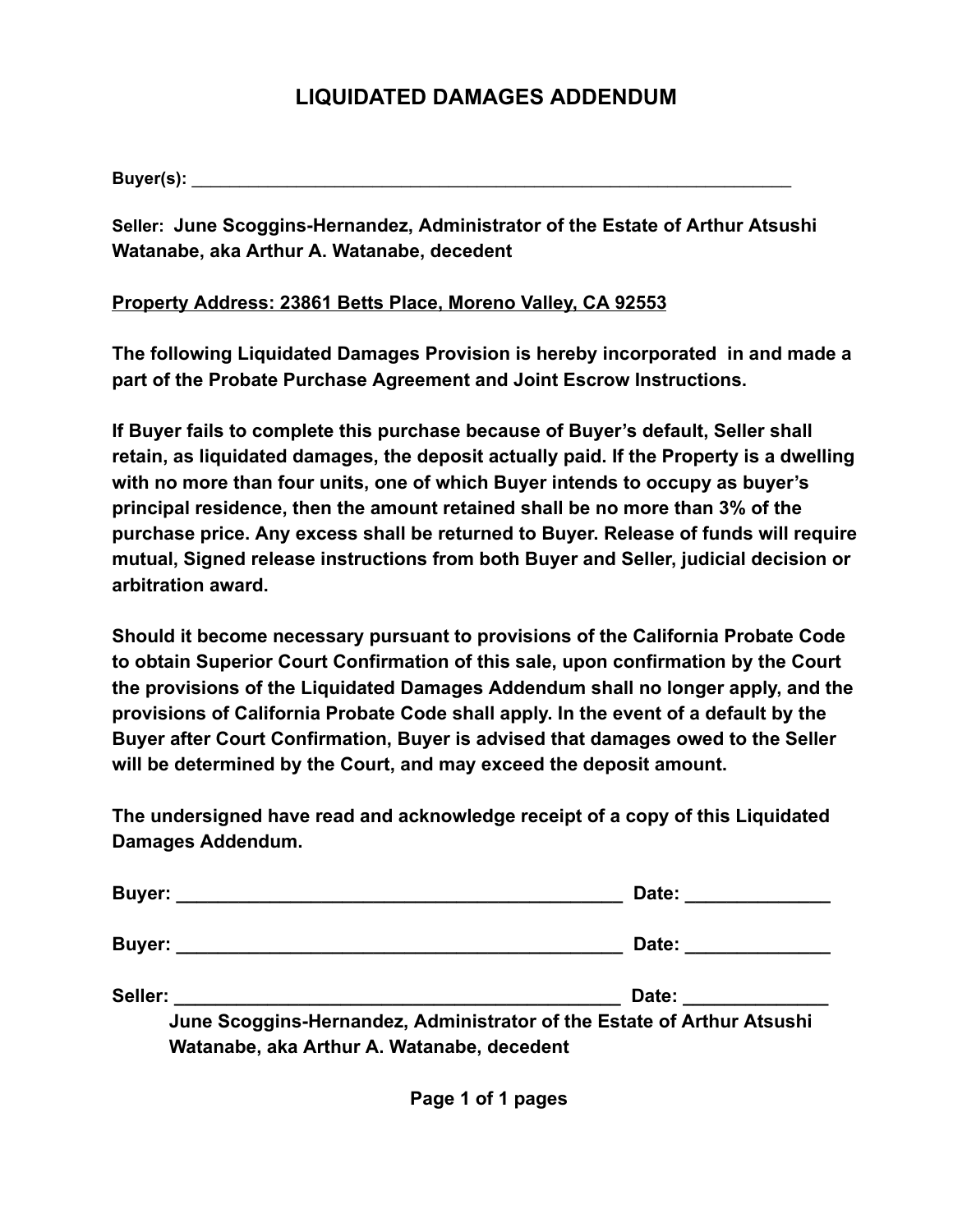# LIQUIDATED DAMAGES ADDENDUM

**Buyer(s):** ________________________________________________________________

**Seller: June Scoggins-Hernandez, Administrator of the Estate of Arthur Atsushi Watanabe, aka Arthur A. Watanabe, decedent**

**Property Address: 23861 Betts Place, Moreno Valley, CA 92553**

**The following Liquidated Damages Provision is hereby incorporated in and made a part of the Probate Purchase Agreement and Joint Escrow Instructions.**

**If Buyer fails to complete this purchase because of Buyer's default, Seller shall retain, as liquidated damages, the deposit actually paid. If the Property is a dwelling with no more than four units, one of which Buyer intends to occupy as buyer's principal residence, then the amount retained shall be no more than 3% of the purchase price. Any excess shall be returned to Buyer. Release of funds will require mutual, Signed release instructions from both Buyer and Seller, judicial decision or arbitration award.**

**Should it become necessary pursuant to provisions of the California Probate Code to obtain Superior Court Confirmation of this sale, upon confirmation by the Court the provisions of the Liquidated Damages Addendum shall no longer apply, and the provisions of California Probate Code shall apply. In the event of a default by the Buyer after Court Confirmation, Buyer is advised that damages owed to the Seller will be determined by the Court, and may exceed the deposit amount.**

**The undersigned have read and acknowledge receipt of a copy of this Liquidated Damages Addendum.**

**Buyer:** ____________________________________________ **Date:** ______________

**Buyer:** ____________________________________________ **Date:** ______________

**Seller:** ____________________________________________ **Date:** ______________

**June Scoggins-Hernandez, Administrator of the Estate of Arthur Atsushi Watanabe, aka Arthur A. Watanabe, decedent**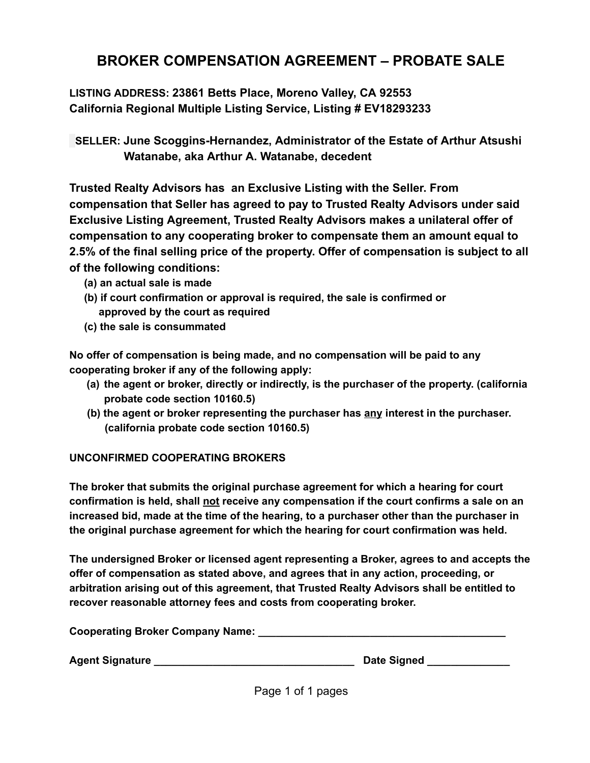# BROKER COMPENSATION AGREEMENT – PROBATE SALE

**LISTING ADDRESS: 23861 Betts Place, Moreno Valley, CA 92553**
**California Regional Multiple Listing Service, Listing # EV18293233**

**SELLER: June Scoggins-Hernandez, Administrator of the Estate of Arthur Atsushi Watanabe, aka Arthur A. Watanabe, decedent**

**Trusted Realty Advisors has an Exclusive Listing with the Seller. From compensation that Seller has agreed to pay to Trusted Realty Advisors under said Exclusive Listing Agreement, Trusted Realty Advisors makes a unilateral offer of compensation to any cooperating broker to compensate them an amount equal to 2.5% of the final selling price of the property. Offer of compensation is subject to all of the following conditions:**

**(a) an actual sale is made**
**(b) if court confirmation or approval is required, the sale is confirmed or approved by the court as required**
**(c) the sale is consummated**

**No offer of compensation is being made, and no compensation will be paid to any cooperating broker if any of the following apply:**

**(a) the agent or broker, directly or indirectly, is the purchaser of the property. (california probate code section 10160.5)**
**(b) the agent or broker representing the purchaser has <u>any</u> interest in the purchaser. (california probate code section 10160.5)**

**UNCONFIRMED COOPERATING BROKERS**

**The broker that submits the original purchase agreement for which a hearing for court confirmation is held, shall <u>not</u> receive any compensation if the court confirms a sale on an increased bid, made at the time of the hearing, to a purchaser other than the purchaser in the original purchase agreement for which the hearing for court confirmation was held.**

**The undersigned Broker or licensed agent representing a Broker, agrees to and accepts the offer of compensation as stated above, and agrees that in any action, proceeding, or arbitration arising out of this agreement, that Trusted Realty Advisors shall be entitled to recover reasonable attorney fees and costs from cooperating broker.**

**Cooperating Broker Company Name:** ____________________________________________

**Agent Signature** ___________________________________ **Date Signed** ______________